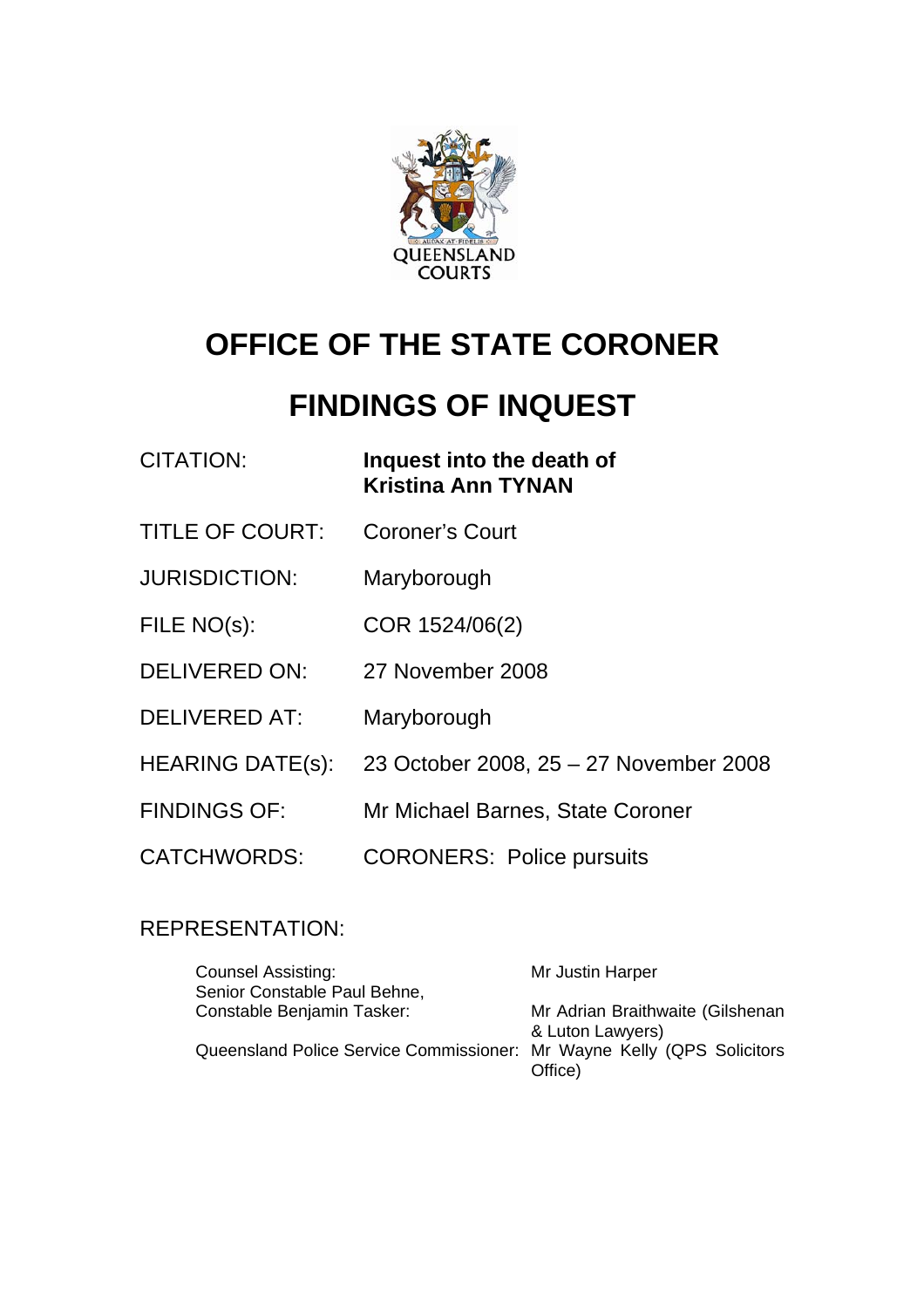QUEENSLAND COURTS

# OFFICE OF THE STATE CORONER

# FINDINGS OF INQUEST

| | |
|---|---|
| CITATION: | **Inquest into the death of Kristina Ann TYNAN** |
| TITLE OF COURT: | Coroner's Court |
| JURISDICTION: | Maryborough |
| FILE NO(s): | COR 1524/06(2) |
| DELIVERED ON: | 27 November 2008 |
| DELIVERED AT: | Maryborough |
| HEARING DATE(s): | 23 October 2008, 25 – 27 November 2008 |
| FINDINGS OF: | Mr Michael Barnes, State Coroner |
| CATCHWORDS: | CORONERS: Police pursuits |

REPRESENTATION:

| | |
|---|---|
| Counsel Assisting: | Mr Justin Harper |
| Senior Constable Paul Behne, Constable Benjamin Tasker: | Mr Adrian Braithwaite (Gilshenan & Luton Lawyers) |
| Queensland Police Service Commissioner: | Mr Wayne Kelly (QPS Solicitors Office) |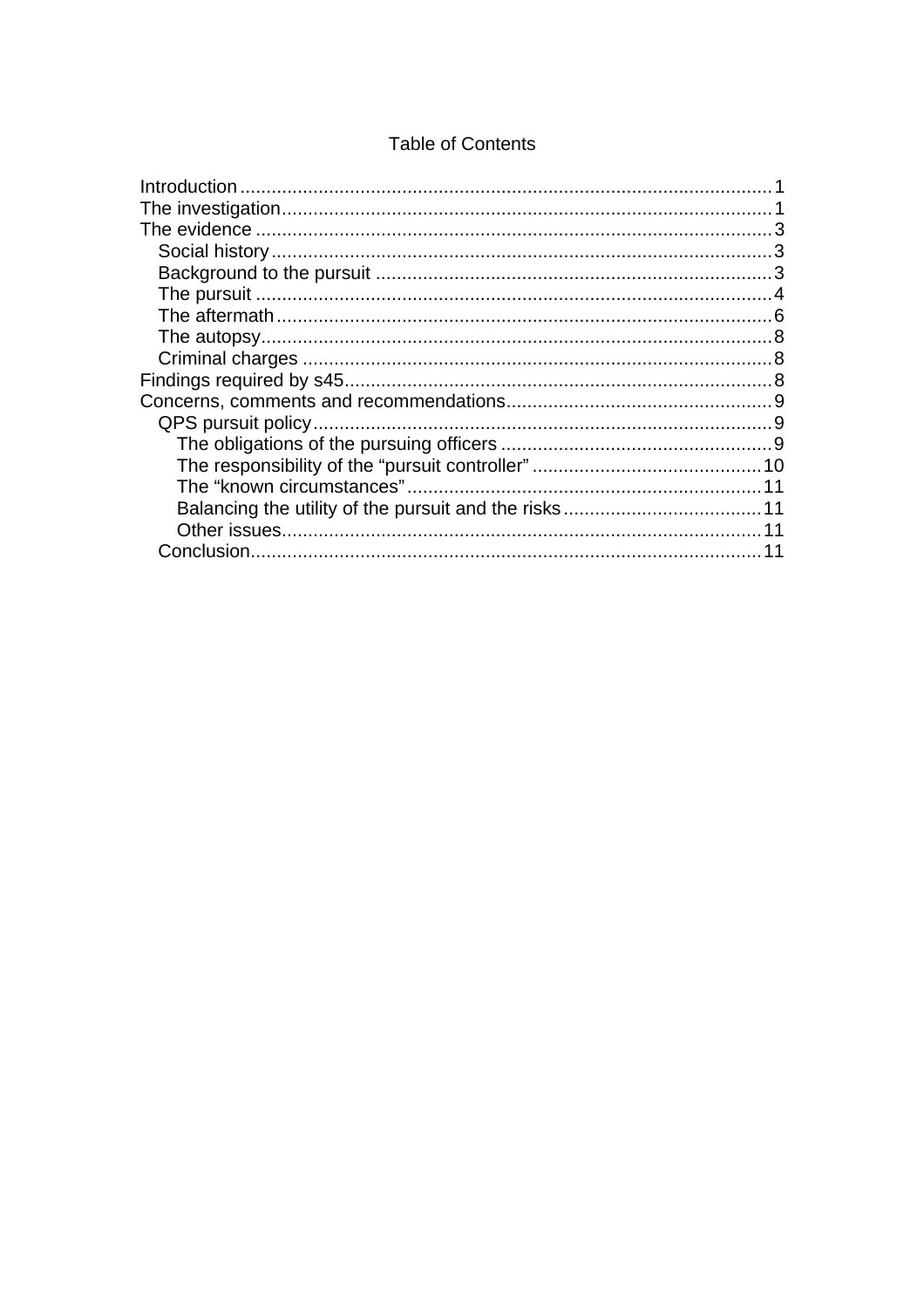Table of Contents

- Introduction ..... 1
- The investigation ..... 1
- The evidence ..... 3
  - Social history ..... 3
  - Background to the pursuit ..... 3
  - The pursuit ..... 4
  - The aftermath ..... 6
  - The autopsy ..... 8
  - Criminal charges ..... 8
- Findings required by s45 ..... 8
- Concerns, comments and recommendations ..... 9
  - QPS pursuit policy ..... 9
    - The obligations of the pursuing officers ..... 9
    - The responsibility of the "pursuit controller" ..... 10
    - The "known circumstances" ..... 11
    - Balancing the utility of the pursuit and the risks ..... 11
    - Other issues ..... 11
  - Conclusion ..... 11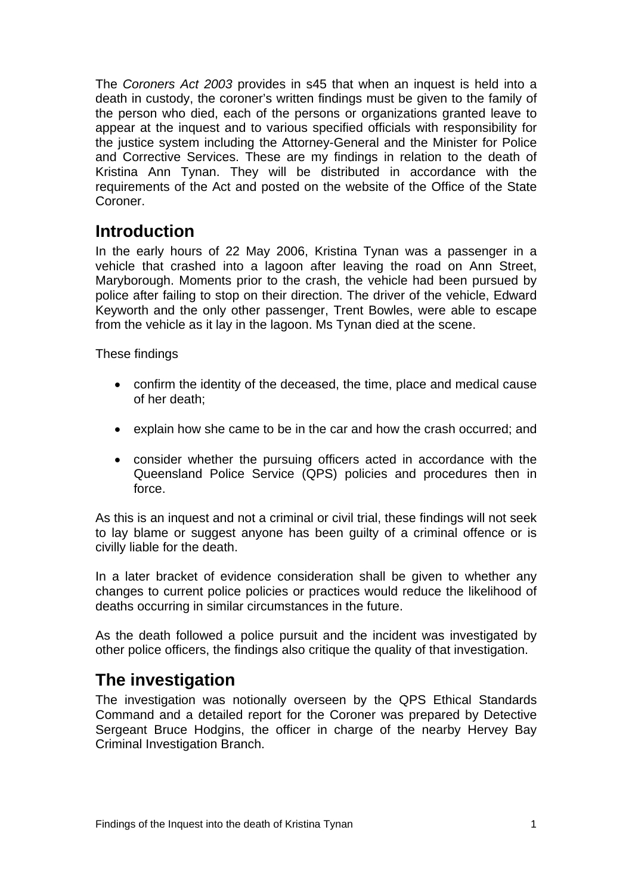The *Coroners Act 2003* provides in s45 that when an inquest is held into a death in custody, the coroner's written findings must be given to the family of the person who died, each of the persons or organizations granted leave to appear at the inquest and to various specified officials with responsibility for the justice system including the Attorney-General and the Minister for Police and Corrective Services. These are my findings in relation to the death of Kristina Ann Tynan. They will be distributed in accordance with the requirements of the Act and posted on the website of the Office of the State Coroner.

## Introduction

In the early hours of 22 May 2006, Kristina Tynan was a passenger in a vehicle that crashed into a lagoon after leaving the road on Ann Street, Maryborough. Moments prior to the crash, the vehicle had been pursued by police after failing to stop on their direction. The driver of the vehicle, Edward Keyworth and the only other passenger, Trent Bowles, were able to escape from the vehicle as it lay in the lagoon. Ms Tynan died at the scene.

These findings

- confirm the identity of the deceased, the time, place and medical cause of her death;
- explain how she came to be in the car and how the crash occurred; and
- consider whether the pursuing officers acted in accordance with the Queensland Police Service (QPS) policies and procedures then in force.

As this is an inquest and not a criminal or civil trial, these findings will not seek to lay blame or suggest anyone has been guilty of a criminal offence or is civilly liable for the death.

In a later bracket of evidence consideration shall be given to whether any changes to current police policies or practices would reduce the likelihood of deaths occurring in similar circumstances in the future.

As the death followed a police pursuit and the incident was investigated by other police officers, the findings also critique the quality of that investigation.

## The investigation

The investigation was notionally overseen by the QPS Ethical Standards Command and a detailed report for the Coroner was prepared by Detective Sergeant Bruce Hodgins, the officer in charge of the nearby Hervey Bay Criminal Investigation Branch.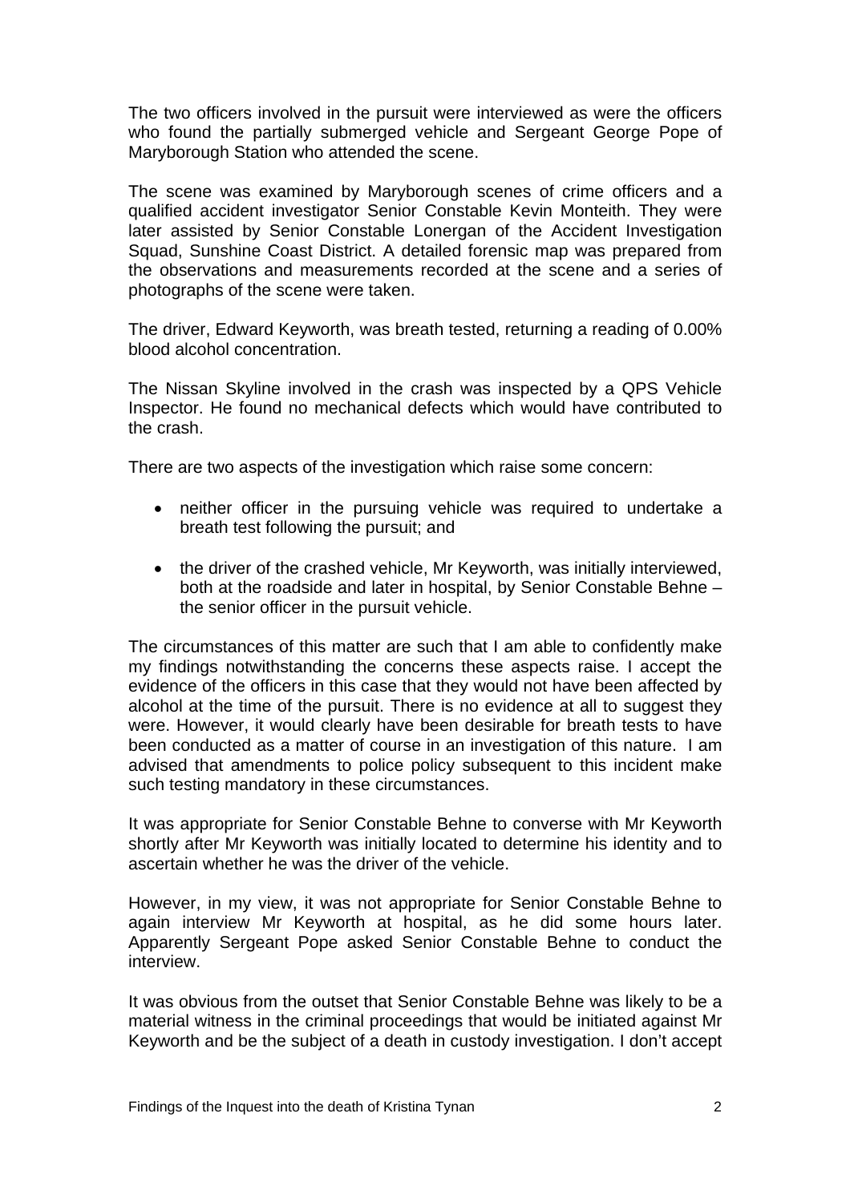The two officers involved in the pursuit were interviewed as were the officers who found the partially submerged vehicle and Sergeant George Pope of Maryborough Station who attended the scene.

The scene was examined by Maryborough scenes of crime officers and a qualified accident investigator Senior Constable Kevin Monteith. They were later assisted by Senior Constable Lonergan of the Accident Investigation Squad, Sunshine Coast District. A detailed forensic map was prepared from the observations and measurements recorded at the scene and a series of photographs of the scene were taken.

The driver, Edward Keyworth, was breath tested, returning a reading of 0.00% blood alcohol concentration.

The Nissan Skyline involved in the crash was inspected by a QPS Vehicle Inspector. He found no mechanical defects which would have contributed to the crash.

There are two aspects of the investigation which raise some concern:

- neither officer in the pursuing vehicle was required to undertake a breath test following the pursuit; and
- the driver of the crashed vehicle, Mr Keyworth, was initially interviewed, both at the roadside and later in hospital, by Senior Constable Behne – the senior officer in the pursuit vehicle.

The circumstances of this matter are such that I am able to confidently make my findings notwithstanding the concerns these aspects raise. I accept the evidence of the officers in this case that they would not have been affected by alcohol at the time of the pursuit. There is no evidence at all to suggest they were. However, it would clearly have been desirable for breath tests to have been conducted as a matter of course in an investigation of this nature. I am advised that amendments to police policy subsequent to this incident make such testing mandatory in these circumstances.

It was appropriate for Senior Constable Behne to converse with Mr Keyworth shortly after Mr Keyworth was initially located to determine his identity and to ascertain whether he was the driver of the vehicle.

However, in my view, it was not appropriate for Senior Constable Behne to again interview Mr Keyworth at hospital, as he did some hours later. Apparently Sergeant Pope asked Senior Constable Behne to conduct the interview.

It was obvious from the outset that Senior Constable Behne was likely to be a material witness in the criminal proceedings that would be initiated against Mr Keyworth and be the subject of a death in custody investigation. I don't accept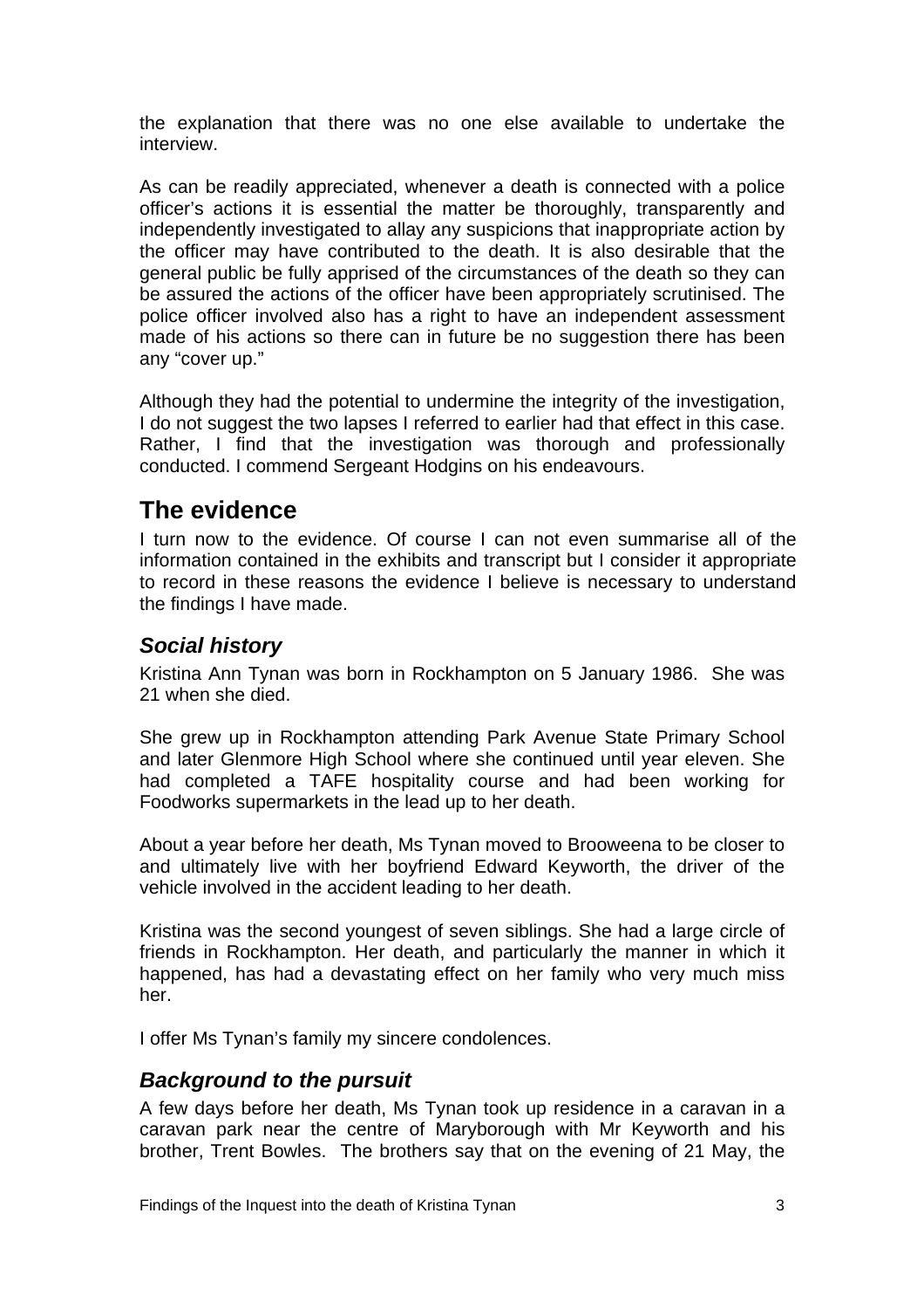the explanation that there was no one else available to undertake the interview.

As can be readily appreciated, whenever a death is connected with a police officer's actions it is essential the matter be thoroughly, transparently and independently investigated to allay any suspicions that inappropriate action by the officer may have contributed to the death. It is also desirable that the general public be fully apprised of the circumstances of the death so they can be assured the actions of the officer have been appropriately scrutinised. The police officer involved also has a right to have an independent assessment made of his actions so there can in future be no suggestion there has been any "cover up."

Although they had the potential to undermine the integrity of the investigation, I do not suggest the two lapses I referred to earlier had that effect in this case. Rather, I find that the investigation was thorough and professionally conducted. I commend Sergeant Hodgins on his endeavours.

## The evidence

I turn now to the evidence. Of course I can not even summarise all of the information contained in the exhibits and transcript but I consider it appropriate to record in these reasons the evidence I believe is necessary to understand the findings I have made.

### *Social history*

Kristina Ann Tynan was born in Rockhampton on 5 January 1986. She was 21 when she died.

She grew up in Rockhampton attending Park Avenue State Primary School and later Glenmore High School where she continued until year eleven. She had completed a TAFE hospitality course and had been working for Foodworks supermarkets in the lead up to her death.

About a year before her death, Ms Tynan moved to Brooweena to be closer to and ultimately live with her boyfriend Edward Keyworth, the driver of the vehicle involved in the accident leading to her death.

Kristina was the second youngest of seven siblings. She had a large circle of friends in Rockhampton. Her death, and particularly the manner in which it happened, has had a devastating effect on her family who very much miss her.

I offer Ms Tynan's family my sincere condolences.

### *Background to the pursuit*

A few days before her death, Ms Tynan took up residence in a caravan in a caravan park near the centre of Maryborough with Mr Keyworth and his brother, Trent Bowles. The brothers say that on the evening of 21 May, the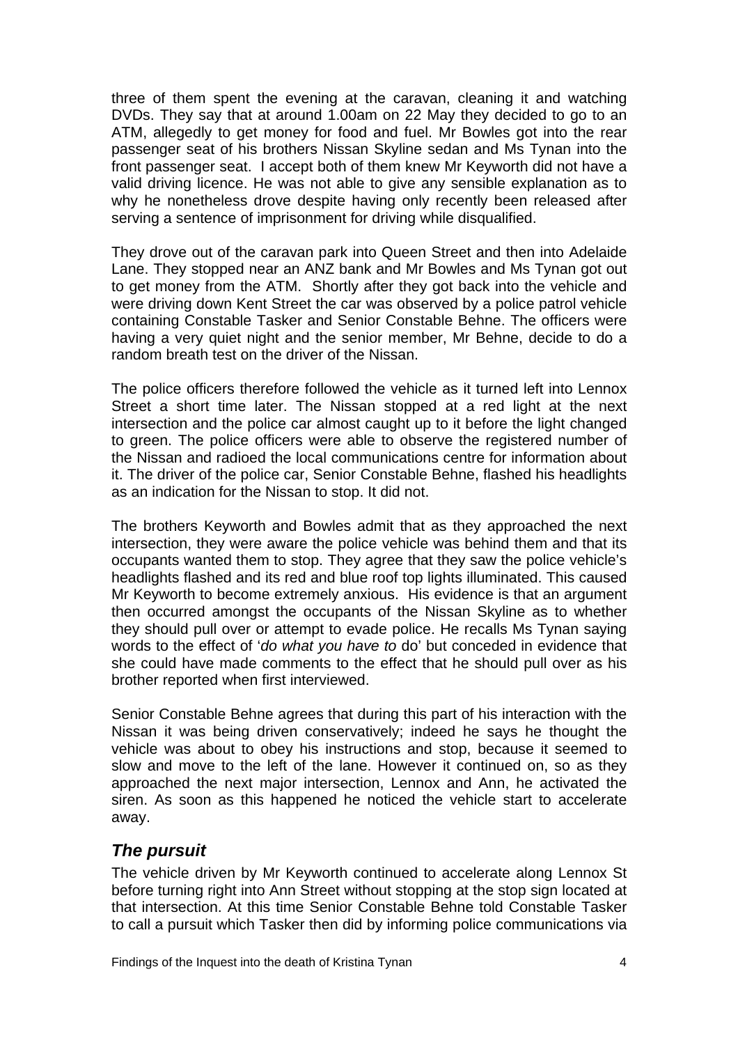three of them spent the evening at the caravan, cleaning it and watching DVDs. They say that at around 1.00am on 22 May they decided to go to an ATM, allegedly to get money for food and fuel. Mr Bowles got into the rear passenger seat of his brothers Nissan Skyline sedan and Ms Tynan into the front passenger seat. I accept both of them knew Mr Keyworth did not have a valid driving licence. He was not able to give any sensible explanation as to why he nonetheless drove despite having only recently been released after serving a sentence of imprisonment for driving while disqualified.

They drove out of the caravan park into Queen Street and then into Adelaide Lane. They stopped near an ANZ bank and Mr Bowles and Ms Tynan got out to get money from the ATM. Shortly after they got back into the vehicle and were driving down Kent Street the car was observed by a police patrol vehicle containing Constable Tasker and Senior Constable Behne. The officers were having a very quiet night and the senior member, Mr Behne, decide to do a random breath test on the driver of the Nissan.

The police officers therefore followed the vehicle as it turned left into Lennox Street a short time later. The Nissan stopped at a red light at the next intersection and the police car almost caught up to it before the light changed to green. The police officers were able to observe the registered number of the Nissan and radioed the local communications centre for information about it. The driver of the police car, Senior Constable Behne, flashed his headlights as an indication for the Nissan to stop. It did not.

The brothers Keyworth and Bowles admit that as they approached the next intersection, they were aware the police vehicle was behind them and that its occupants wanted them to stop. They agree that they saw the police vehicle's headlights flashed and its red and blue roof top lights illuminated. This caused Mr Keyworth to become extremely anxious. His evidence is that an argument then occurred amongst the occupants of the Nissan Skyline as to whether they should pull over or attempt to evade police. He recalls Ms Tynan saying words to the effect of '*do what you have to* do' but conceded in evidence that she could have made comments to the effect that he should pull over as his brother reported when first interviewed.

Senior Constable Behne agrees that during this part of his interaction with the Nissan it was being driven conservatively; indeed he says he thought the vehicle was about to obey his instructions and stop, because it seemed to slow and move to the left of the lane. However it continued on, so as they approached the next major intersection, Lennox and Ann, he activated the siren. As soon as this happened he noticed the vehicle start to accelerate away.

## *The pursuit*

The vehicle driven by Mr Keyworth continued to accelerate along Lennox St before turning right into Ann Street without stopping at the stop sign located at that intersection. At this time Senior Constable Behne told Constable Tasker to call a pursuit which Tasker then did by informing police communications via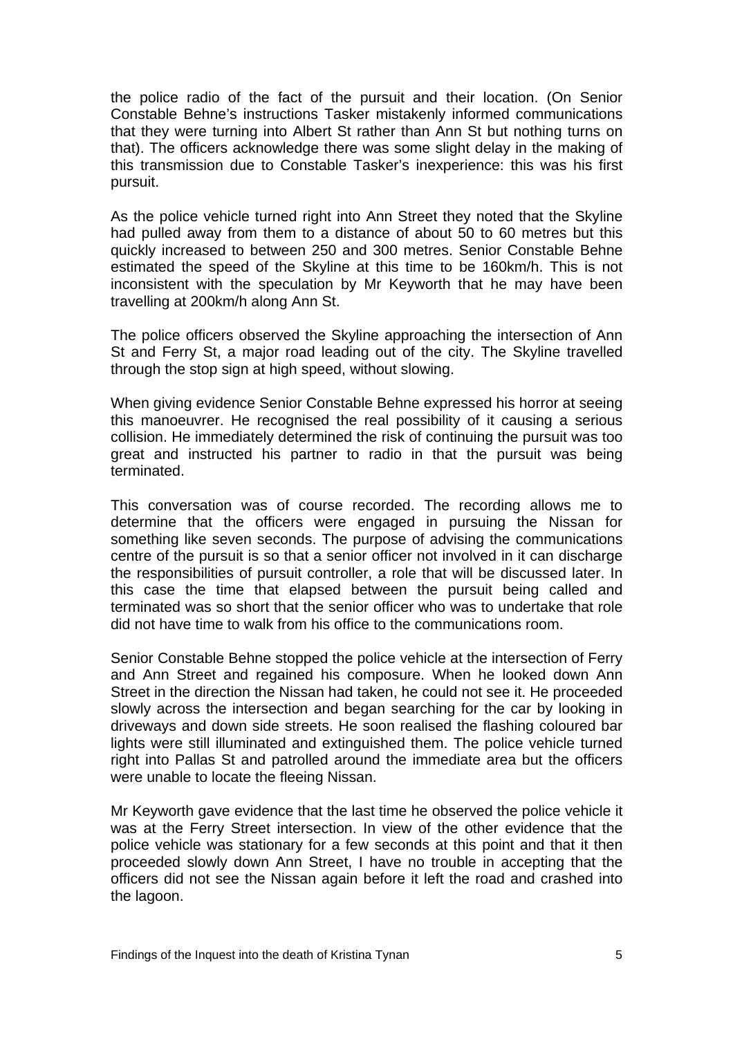the police radio of the fact of the pursuit and their location. (On Senior Constable Behne's instructions Tasker mistakenly informed communications that they were turning into Albert St rather than Ann St but nothing turns on that). The officers acknowledge there was some slight delay in the making of this transmission due to Constable Tasker's inexperience: this was his first pursuit.

As the police vehicle turned right into Ann Street they noted that the Skyline had pulled away from them to a distance of about 50 to 60 metres but this quickly increased to between 250 and 300 metres. Senior Constable Behne estimated the speed of the Skyline at this time to be 160km/h. This is not inconsistent with the speculation by Mr Keyworth that he may have been travelling at 200km/h along Ann St.

The police officers observed the Skyline approaching the intersection of Ann St and Ferry St, a major road leading out of the city. The Skyline travelled through the stop sign at high speed, without slowing.

When giving evidence Senior Constable Behne expressed his horror at seeing this manoeuvrer. He recognised the real possibility of it causing a serious collision. He immediately determined the risk of continuing the pursuit was too great and instructed his partner to radio in that the pursuit was being terminated.

This conversation was of course recorded. The recording allows me to determine that the officers were engaged in pursuing the Nissan for something like seven seconds. The purpose of advising the communications centre of the pursuit is so that a senior officer not involved in it can discharge the responsibilities of pursuit controller, a role that will be discussed later. In this case the time that elapsed between the pursuit being called and terminated was so short that the senior officer who was to undertake that role did not have time to walk from his office to the communications room.

Senior Constable Behne stopped the police vehicle at the intersection of Ferry and Ann Street and regained his composure. When he looked down Ann Street in the direction the Nissan had taken, he could not see it. He proceeded slowly across the intersection and began searching for the car by looking in driveways and down side streets. He soon realised the flashing coloured bar lights were still illuminated and extinguished them. The police vehicle turned right into Pallas St and patrolled around the immediate area but the officers were unable to locate the fleeing Nissan.

Mr Keyworth gave evidence that the last time he observed the police vehicle it was at the Ferry Street intersection. In view of the other evidence that the police vehicle was stationary for a few seconds at this point and that it then proceeded slowly down Ann Street, I have no trouble in accepting that the officers did not see the Nissan again before it left the road and crashed into the lagoon.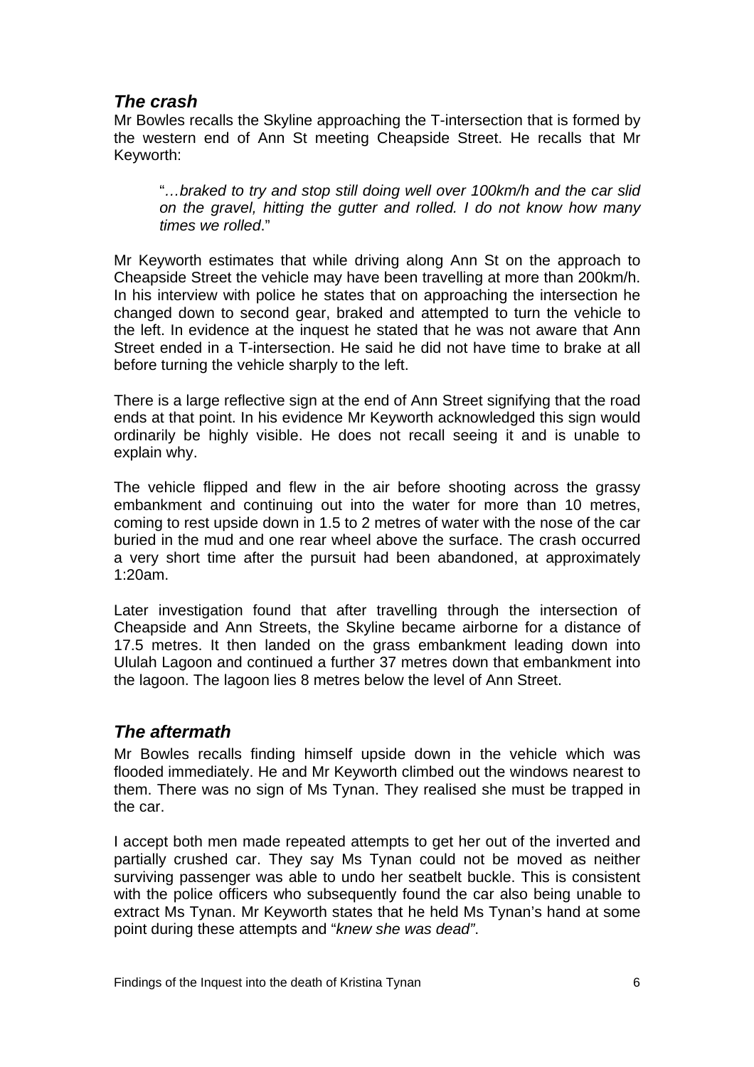## *The crash*

Mr Bowles recalls the Skyline approaching the T-intersection that is formed by the western end of Ann St meeting Cheapside Street. He recalls that Mr Keyworth:

> "*…braked to try and stop still doing well over 100km/h and the car slid on the gravel, hitting the gutter and rolled. I do not know how many times we rolled*."

Mr Keyworth estimates that while driving along Ann St on the approach to Cheapside Street the vehicle may have been travelling at more than 200km/h. In his interview with police he states that on approaching the intersection he changed down to second gear, braked and attempted to turn the vehicle to the left. In evidence at the inquest he stated that he was not aware that Ann Street ended in a T-intersection. He said he did not have time to brake at all before turning the vehicle sharply to the left.

There is a large reflective sign at the end of Ann Street signifying that the road ends at that point. In his evidence Mr Keyworth acknowledged this sign would ordinarily be highly visible. He does not recall seeing it and is unable to explain why.

The vehicle flipped and flew in the air before shooting across the grassy embankment and continuing out into the water for more than 10 metres, coming to rest upside down in 1.5 to 2 metres of water with the nose of the car buried in the mud and one rear wheel above the surface. The crash occurred a very short time after the pursuit had been abandoned, at approximately 1:20am.

Later investigation found that after travelling through the intersection of Cheapside and Ann Streets, the Skyline became airborne for a distance of 17.5 metres. It then landed on the grass embankment leading down into Ululah Lagoon and continued a further 37 metres down that embankment into the lagoon. The lagoon lies 8 metres below the level of Ann Street.

## *The aftermath*

Mr Bowles recalls finding himself upside down in the vehicle which was flooded immediately. He and Mr Keyworth climbed out the windows nearest to them. There was no sign of Ms Tynan. They realised she must be trapped in the car.

I accept both men made repeated attempts to get her out of the inverted and partially crushed car. They say Ms Tynan could not be moved as neither surviving passenger was able to undo her seatbelt buckle. This is consistent with the police officers who subsequently found the car also being unable to extract Ms Tynan. Mr Keyworth states that he held Ms Tynan's hand at some point during these attempts and "*knew she was dead"*.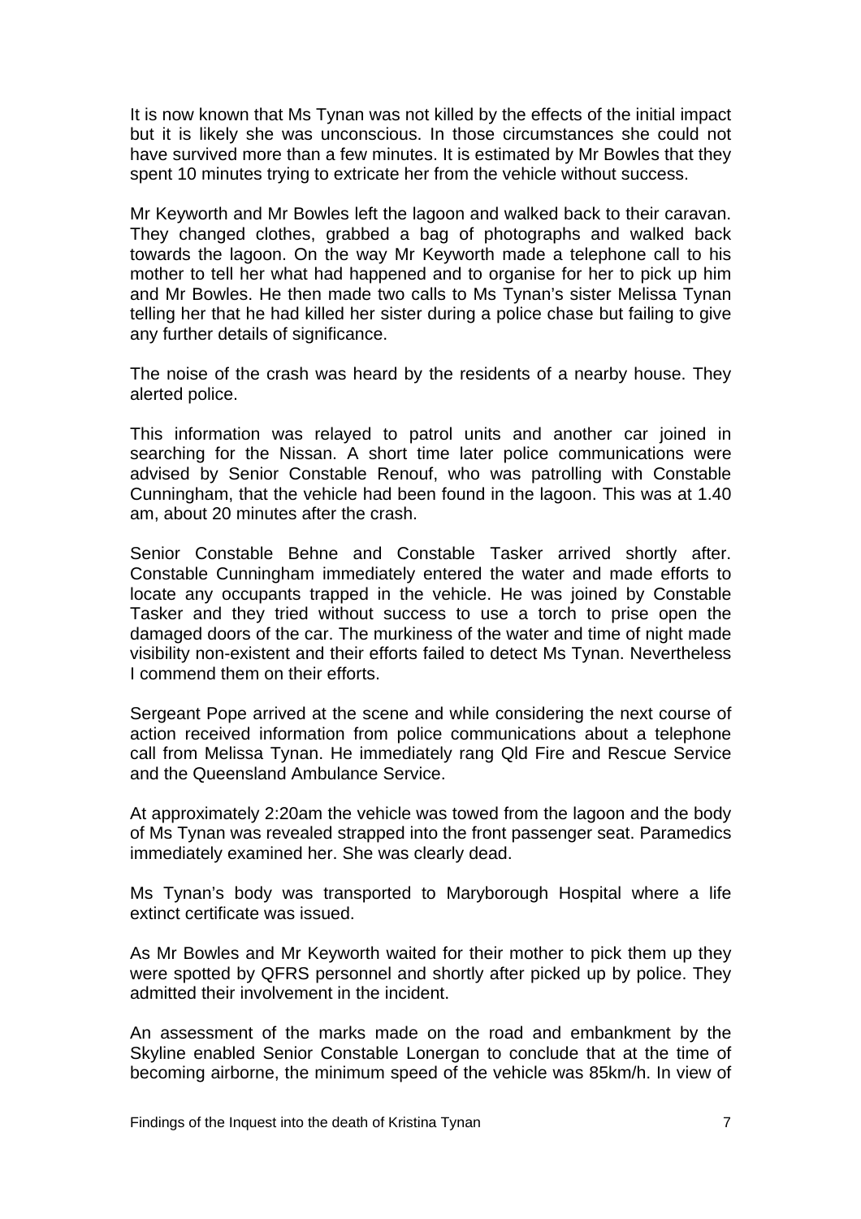It is now known that Ms Tynan was not killed by the effects of the initial impact but it is likely she was unconscious. In those circumstances she could not have survived more than a few minutes. It is estimated by Mr Bowles that they spent 10 minutes trying to extricate her from the vehicle without success.

Mr Keyworth and Mr Bowles left the lagoon and walked back to their caravan. They changed clothes, grabbed a bag of photographs and walked back towards the lagoon. On the way Mr Keyworth made a telephone call to his mother to tell her what had happened and to organise for her to pick up him and Mr Bowles. He then made two calls to Ms Tynan's sister Melissa Tynan telling her that he had killed her sister during a police chase but failing to give any further details of significance.

The noise of the crash was heard by the residents of a nearby house. They alerted police.

This information was relayed to patrol units and another car joined in searching for the Nissan. A short time later police communications were advised by Senior Constable Renouf, who was patrolling with Constable Cunningham, that the vehicle had been found in the lagoon. This was at 1.40 am, about 20 minutes after the crash.

Senior Constable Behne and Constable Tasker arrived shortly after. Constable Cunningham immediately entered the water and made efforts to locate any occupants trapped in the vehicle. He was joined by Constable Tasker and they tried without success to use a torch to prise open the damaged doors of the car. The murkiness of the water and time of night made visibility non-existent and their efforts failed to detect Ms Tynan. Nevertheless I commend them on their efforts.

Sergeant Pope arrived at the scene and while considering the next course of action received information from police communications about a telephone call from Melissa Tynan. He immediately rang Qld Fire and Rescue Service and the Queensland Ambulance Service.

At approximately 2:20am the vehicle was towed from the lagoon and the body of Ms Tynan was revealed strapped into the front passenger seat. Paramedics immediately examined her. She was clearly dead.

Ms Tynan's body was transported to Maryborough Hospital where a life extinct certificate was issued.

As Mr Bowles and Mr Keyworth waited for their mother to pick them up they were spotted by QFRS personnel and shortly after picked up by police. They admitted their involvement in the incident.

An assessment of the marks made on the road and embankment by the Skyline enabled Senior Constable Lonergan to conclude that at the time of becoming airborne, the minimum speed of the vehicle was 85km/h. In view of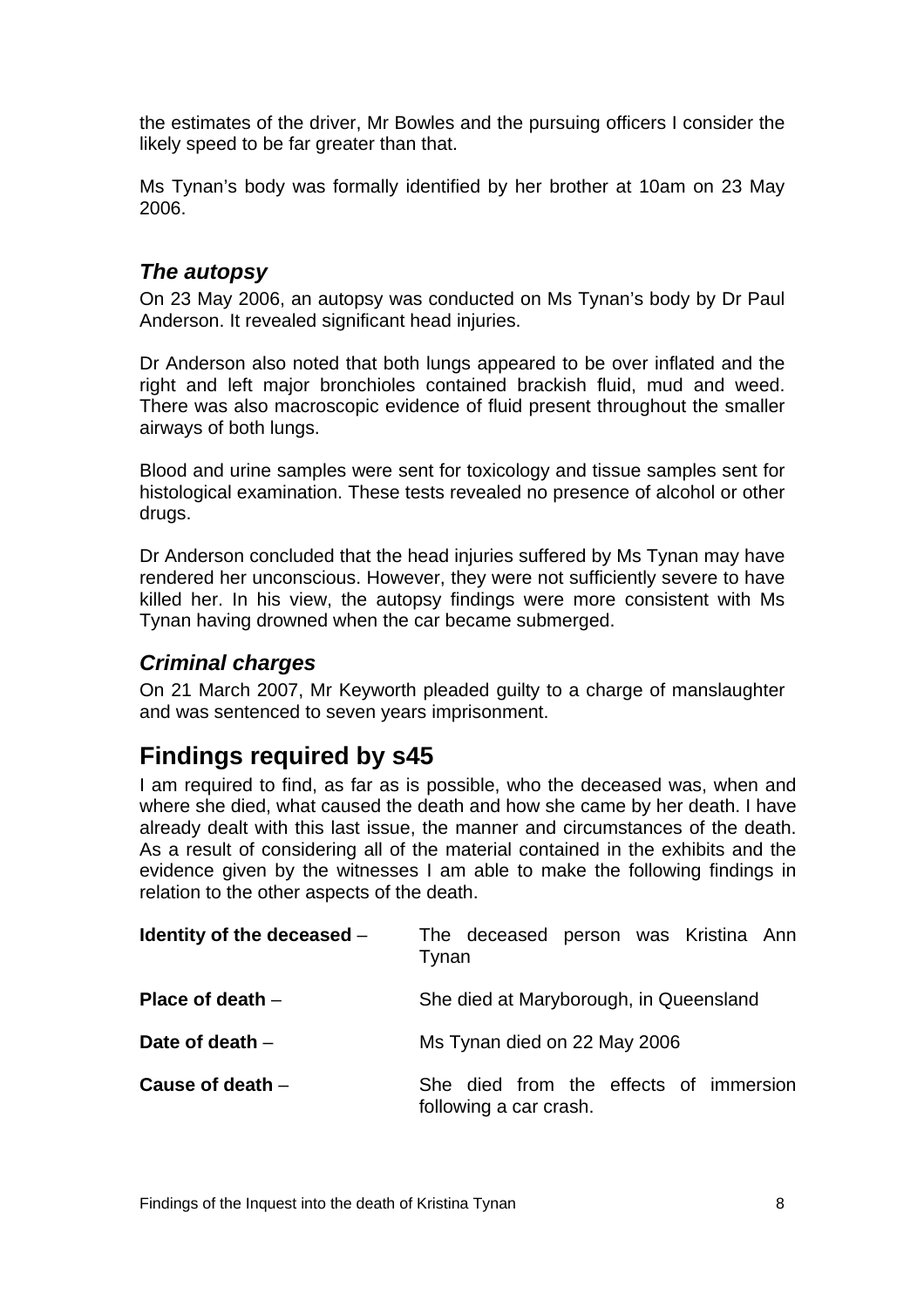the estimates of the driver, Mr Bowles and the pursuing officers I consider the likely speed to be far greater than that.

Ms Tynan's body was formally identified by her brother at 10am on 23 May 2006.

### *The autopsy*

On 23 May 2006, an autopsy was conducted on Ms Tynan's body by Dr Paul Anderson. It revealed significant head injuries.

Dr Anderson also noted that both lungs appeared to be over inflated and the right and left major bronchioles contained brackish fluid, mud and weed. There was also macroscopic evidence of fluid present throughout the smaller airways of both lungs.

Blood and urine samples were sent for toxicology and tissue samples sent for histological examination. These tests revealed no presence of alcohol or other drugs.

Dr Anderson concluded that the head injuries suffered by Ms Tynan may have rendered her unconscious. However, they were not sufficiently severe to have killed her. In his view, the autopsy findings were more consistent with Ms Tynan having drowned when the car became submerged.

### *Criminal charges*

On 21 March 2007, Mr Keyworth pleaded guilty to a charge of manslaughter and was sentenced to seven years imprisonment.

## Findings required by s45

I am required to find, as far as is possible, who the deceased was, when and where she died, what caused the death and how she came by her death. I have already dealt with this last issue, the manner and circumstances of the death. As a result of considering all of the material contained in the exhibits and the evidence given by the witnesses I am able to make the following findings in relation to the other aspects of the death.

| | |
|---|---|
| **Identity of the deceased** – | The deceased person was Kristina Ann Tynan |
| **Place of death** – | She died at Maryborough, in Queensland |
| **Date of death** – | Ms Tynan died on 22 May 2006 |
| **Cause of death** – | She died from the effects of immersion following a car crash. |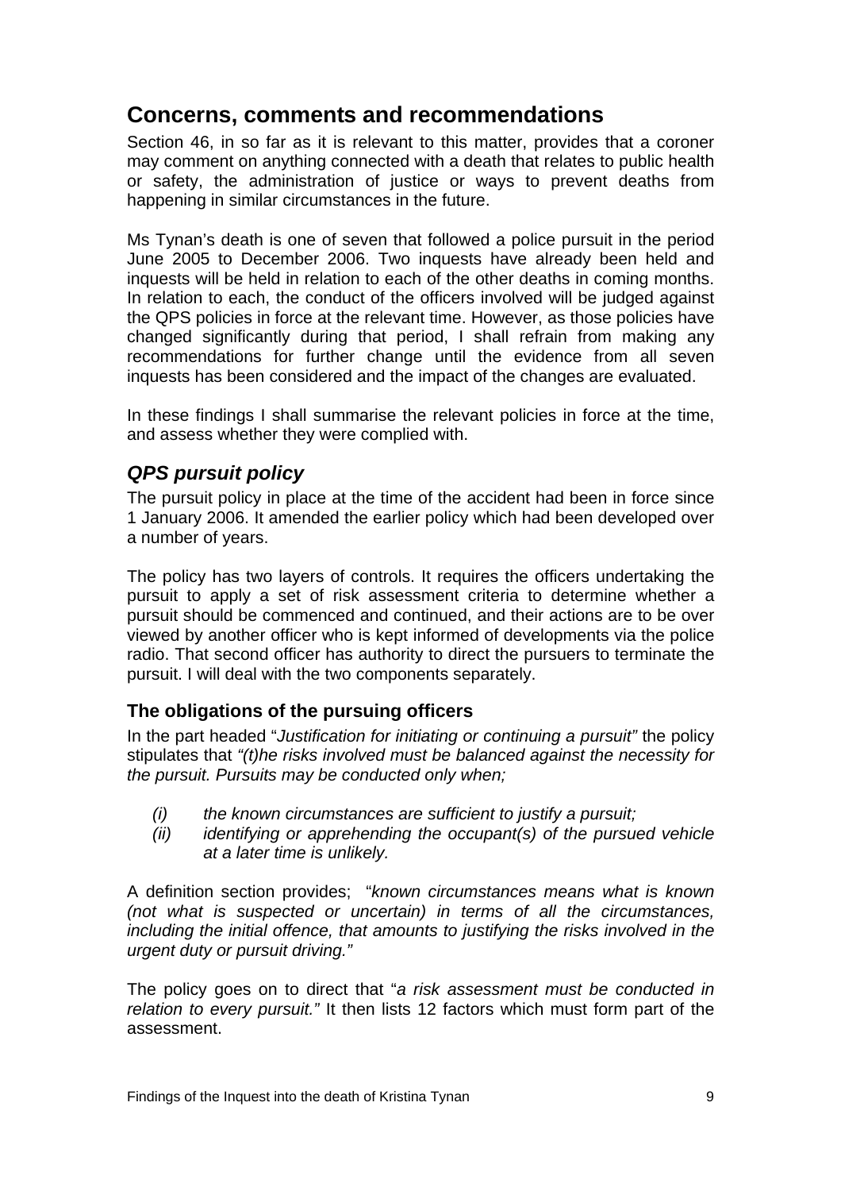## Concerns, comments and recommendations

Section 46, in so far as it is relevant to this matter, provides that a coroner may comment on anything connected with a death that relates to public health or safety, the administration of justice or ways to prevent deaths from happening in similar circumstances in the future.

Ms Tynan's death is one of seven that followed a police pursuit in the period June 2005 to December 2006. Two inquests have already been held and inquests will be held in relation to each of the other deaths in coming months. In relation to each, the conduct of the officers involved will be judged against the QPS policies in force at the relevant time. However, as those policies have changed significantly during that period, I shall refrain from making any recommendations for further change until the evidence from all seven inquests has been considered and the impact of the changes are evaluated.

In these findings I shall summarise the relevant policies in force at the time, and assess whether they were complied with.

### *QPS pursuit policy*

The pursuit policy in place at the time of the accident had been in force since 1 January 2006. It amended the earlier policy which had been developed over a number of years.

The policy has two layers of controls. It requires the officers undertaking the pursuit to apply a set of risk assessment criteria to determine whether a pursuit should be commenced and continued, and their actions are to be over viewed by another officer who is kept informed of developments via the police radio. That second officer has authority to direct the pursuers to terminate the pursuit. I will deal with the two components separately.

#### The obligations of the pursuing officers

In the part headed "*Justification for initiating or continuing a pursuit*" the policy stipulates that *"(t)he risks involved must be balanced against the necessity for the pursuit. Pursuits may be conducted only when;*

- *(i) the known circumstances are sufficient to justify a pursuit;*
- *(ii) identifying or apprehending the occupant(s) of the pursued vehicle at a later time is unlikely.*

A definition section provides; "*known circumstances means what is known (not what is suspected or uncertain) in terms of all the circumstances, including the initial offence, that amounts to justifying the risks involved in the urgent duty or pursuit driving."*

The policy goes on to direct that "*a risk assessment must be conducted in relation to every pursuit."* It then lists 12 factors which must form part of the assessment.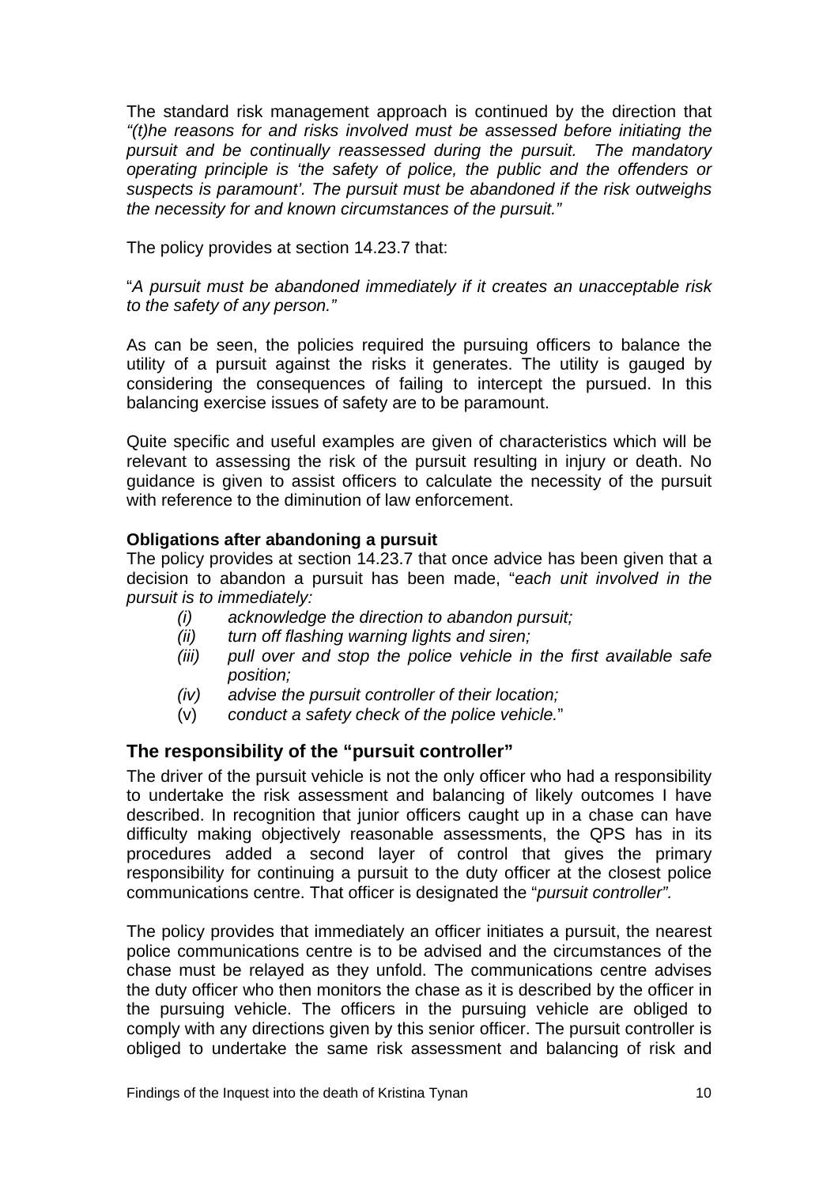The standard risk management approach is continued by the direction that *"(t)he reasons for and risks involved must be assessed before initiating the pursuit and be continually reassessed during the pursuit. The mandatory operating principle is 'the safety of police, the public and the offenders or suspects is paramount'. The pursuit must be abandoned if the risk outweighs the necessity for and known circumstances of the pursuit."*

The policy provides at section 14.23.7 that:

"*A pursuit must be abandoned immediately if it creates an unacceptable risk to the safety of any person.*"

As can be seen, the policies required the pursuing officers to balance the utility of a pursuit against the risks it generates. The utility is gauged by considering the consequences of failing to intercept the pursued. In this balancing exercise issues of safety are to be paramount.

Quite specific and useful examples are given of characteristics which will be relevant to assessing the risk of the pursuit resulting in injury or death. No guidance is given to assist officers to calculate the necessity of the pursuit with reference to the diminution of law enforcement.

**Obligations after abandoning a pursuit**

The policy provides at section 14.23.7 that once advice has been given that a decision to abandon a pursuit has been made, "*each unit involved in the pursuit is to immediately:*

- (i) *acknowledge the direction to abandon pursuit;*
- (ii) *turn off flashing warning lights and siren;*
- (iii) *pull over and stop the police vehicle in the first available safe position;*
- (iv) *advise the pursuit controller of their location;*
- (v) *conduct a safety check of the police vehicle.*"

## The responsibility of the "pursuit controller"

The driver of the pursuit vehicle is not the only officer who had a responsibility to undertake the risk assessment and balancing of likely outcomes I have described. In recognition that junior officers caught up in a chase can have difficulty making objectively reasonable assessments, the QPS has in its procedures added a second layer of control that gives the primary responsibility for continuing a pursuit to the duty officer at the closest police communications centre. That officer is designated the "*pursuit controller".*

The policy provides that immediately an officer initiates a pursuit, the nearest police communications centre is to be advised and the circumstances of the chase must be relayed as they unfold. The communications centre advises the duty officer who then monitors the chase as it is described by the officer in the pursuing vehicle. The officers in the pursuing vehicle are obliged to comply with any directions given by this senior officer. The pursuit controller is obliged to undertake the same risk assessment and balancing of risk and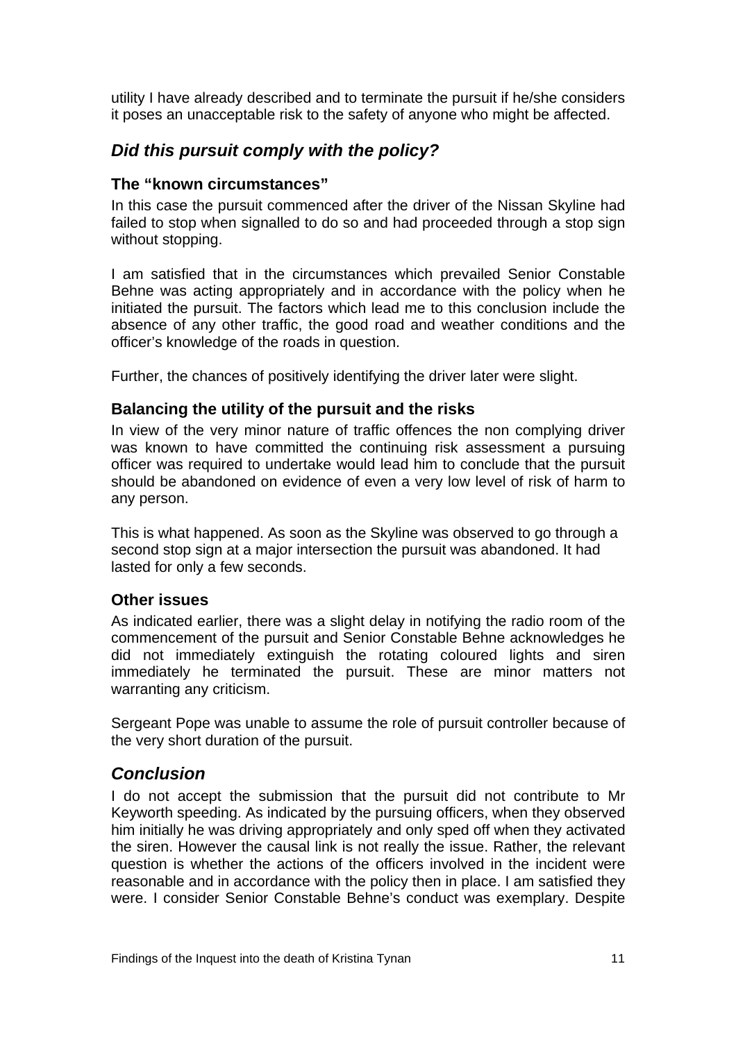utility I have already described and to terminate the pursuit if he/she considers it poses an unacceptable risk to the safety of anyone who might be affected.

## *Did this pursuit comply with the policy?*

### The "known circumstances"

In this case the pursuit commenced after the driver of the Nissan Skyline had failed to stop when signalled to do so and had proceeded through a stop sign without stopping.

I am satisfied that in the circumstances which prevailed Senior Constable Behne was acting appropriately and in accordance with the policy when he initiated the pursuit. The factors which lead me to this conclusion include the absence of any other traffic, the good road and weather conditions and the officer's knowledge of the roads in question.

Further, the chances of positively identifying the driver later were slight.

### Balancing the utility of the pursuit and the risks

In view of the very minor nature of traffic offences the non complying driver was known to have committed the continuing risk assessment a pursuing officer was required to undertake would lead him to conclude that the pursuit should be abandoned on evidence of even a very low level of risk of harm to any person.

This is what happened. As soon as the Skyline was observed to go through a second stop sign at a major intersection the pursuit was abandoned. It had lasted for only a few seconds.

### Other issues

As indicated earlier, there was a slight delay in notifying the radio room of the commencement of the pursuit and Senior Constable Behne acknowledges he did not immediately extinguish the rotating coloured lights and siren immediately he terminated the pursuit. These are minor matters not warranting any criticism.

Sergeant Pope was unable to assume the role of pursuit controller because of the very short duration of the pursuit.

## *Conclusion*

I do not accept the submission that the pursuit did not contribute to Mr Keyworth speeding. As indicated by the pursuing officers, when they observed him initially he was driving appropriately and only sped off when they activated the siren. However the causal link is not really the issue. Rather, the relevant question is whether the actions of the officers involved in the incident were reasonable and in accordance with the policy then in place. I am satisfied they were. I consider Senior Constable Behne's conduct was exemplary. Despite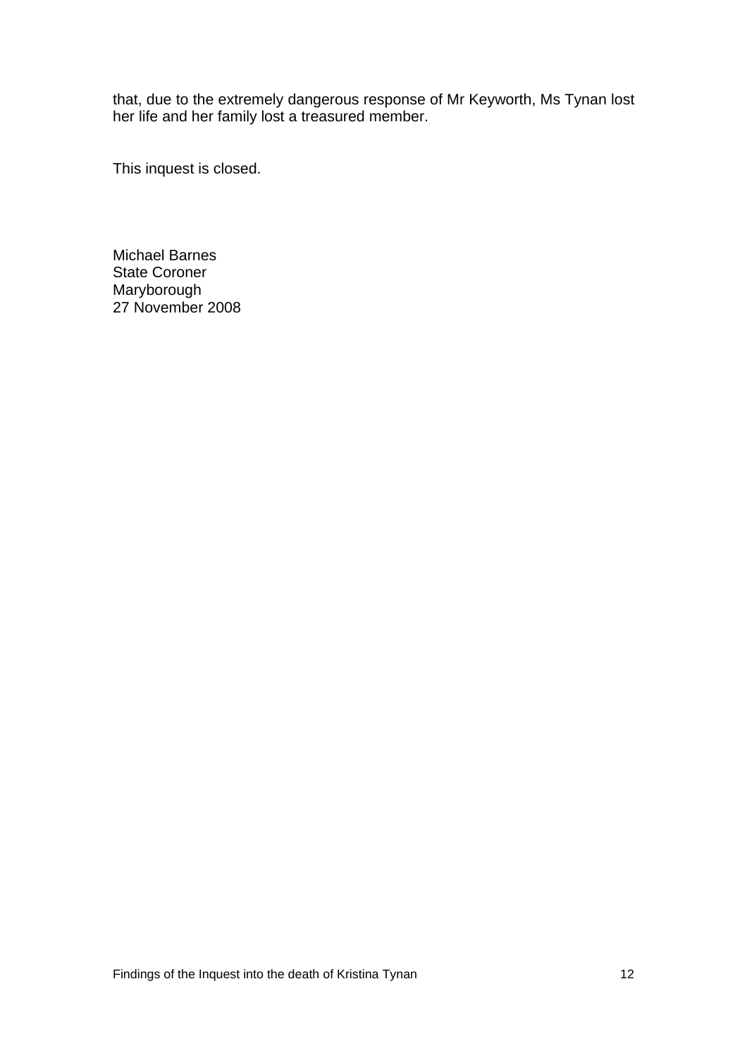that, due to the extremely dangerous response of Mr Keyworth, Ms Tynan lost her life and her family lost a treasured member.

This inquest is closed.

Michael Barnes  
State Coroner  
Maryborough  
27 November 2008